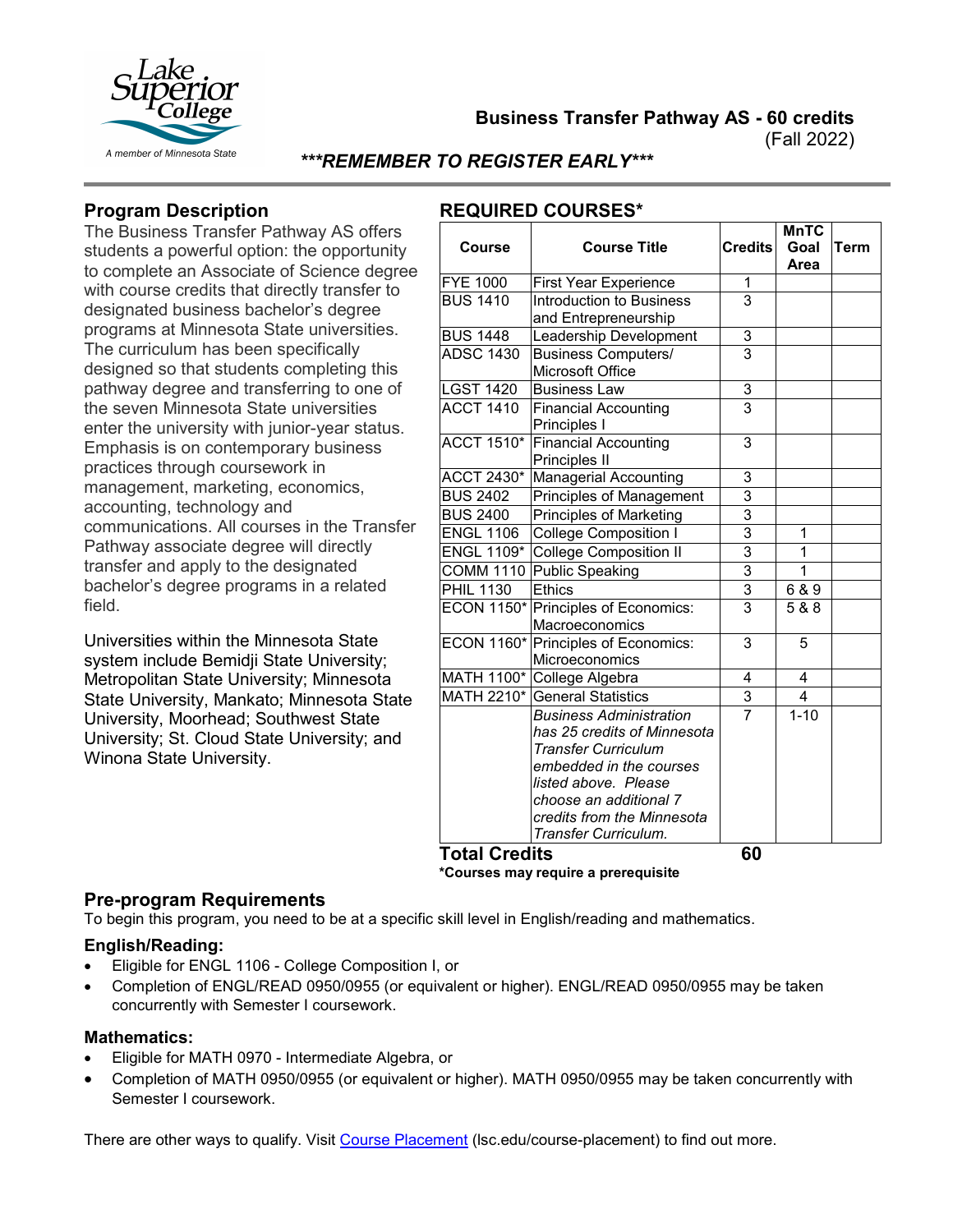Lake Superior College — A member of Minnesota State

# Business Transfer Pathway AS - 60 credits

(Fall 2022)

***\*\*\*REMEMBER TO REGISTER EARLY\*\*\****

## Program Description

The Business Transfer Pathway AS offers students a powerful option: the opportunity to complete an Associate of Science degree with course credits that directly transfer to designated business bachelor's degree programs at Minnesota State universities. The curriculum has been specifically designed so that students completing this pathway degree and transferring to one of the seven Minnesota State universities enter the university with junior-year status. Emphasis is on contemporary business practices through coursework in management, marketing, economics, accounting, technology and communications. All courses in the Transfer Pathway associate degree will directly transfer and apply to the designated bachelor's degree programs in a related field.

Universities within the Minnesota State system include Bemidji State University; Metropolitan State University; Minnesota State University, Mankato; Minnesota State University, Moorhead; Southwest State University; St. Cloud State University; and Winona State University.

## REQUIRED COURSES*

| Course | Course Title | Credits | MnTC Goal Area | Term |
|---|---|---|---|---|
| FYE 1000 | First Year Experience | 1 | | |
| BUS 1410 | Introduction to Business and Entrepreneurship | 3 | | |
| BUS 1448 | Leadership Development | 3 | | |
| ADSC 1430 | Business Computers/ Microsoft Office | 3 | | |
| LGST 1420 | Business Law | 3 | | |
| ACCT 1410 | Financial Accounting Principles I | 3 | | |
| ACCT 1510* | Financial Accounting Principles II | 3 | | |
| ACCT 2430* | Managerial Accounting | 3 | | |
| BUS 2402 | Principles of Management | 3 | | |
| BUS 2400 | Principles of Marketing | 3 | | |
| ENGL 1106 | College Composition I | 3 | 1 | |
| ENGL 1109* | College Composition II | 3 | 1 | |
| COMM 1110 | Public Speaking | 3 | 1 | |
| PHIL 1130 | Ethics | 3 | 6 & 9 | |
| ECON 1150* | Principles of Economics: Macroeconomics | 3 | 5 & 8 | |
| ECON 1160* | Principles of Economics: Microeconomics | 3 | 5 | |
| MATH 1100* | College Algebra | 4 | 4 | |
| MATH 2210* | General Statistics | 3 | 4 | |
| | *Business Administration has 25 credits of Minnesota Transfer Curriculum embedded in the courses listed above. Please choose an additional 7 credits from the Minnesota Transfer Curriculum.* | 7 | 1-10 | |
| **Total Credits** | | **60** | | |

**\*Courses may require a prerequisite**

## Pre-program Requirements

To begin this program, you need to be at a specific skill level in English/reading and mathematics.

### English/Reading:

- Eligible for ENGL 1106 - College Composition I, or
- Completion of ENGL/READ 0950/0955 (or equivalent or higher). ENGL/READ 0950/0955 may be taken concurrently with Semester I coursework.

### Mathematics:

- Eligible for MATH 0970 - Intermediate Algebra, or
- Completion of MATH 0950/0955 (or equivalent or higher). MATH 0950/0955 may be taken concurrently with Semester I coursework.

There are other ways to qualify. Visit Course Placement (lsc.edu/course-placement) to find out more.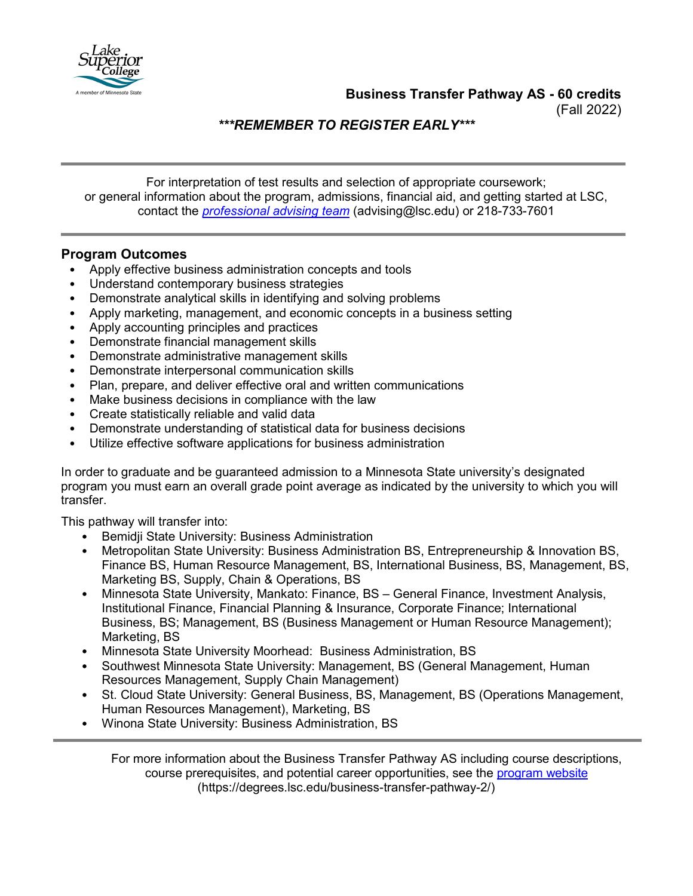**Business Transfer Pathway AS - 60 credits**
(Fall 2022)

***\*\*\*REMEMBER TO REGISTER EARLY\*\*\****

---

For interpretation of test results and selection of appropriate coursework; or general information about the program, admissions, financial aid, and getting started at LSC, contact the *[professional advising team](#)* (advising@lsc.edu) or 218-733-7601

---

## Program Outcomes

- Apply effective business administration concepts and tools
- Understand contemporary business strategies
- Demonstrate analytical skills in identifying and solving problems
- Apply marketing, management, and economic concepts in a business setting
- Apply accounting principles and practices
- Demonstrate financial management skills
- Demonstrate administrative management skills
- Demonstrate interpersonal communication skills
- Plan, prepare, and deliver effective oral and written communications
- Make business decisions in compliance with the law
- Create statistically reliable and valid data
- Demonstrate understanding of statistical data for business decisions
- Utilize effective software applications for business administration

In order to graduate and be guaranteed admission to a Minnesota State university's designated program you must earn an overall grade point average as indicated by the university to which you will transfer.

This pathway will transfer into:

- Bemidji State University: Business Administration
- Metropolitan State University: Business Administration BS, Entrepreneurship & Innovation BS, Finance BS, Human Resource Management, BS, International Business, BS, Management, BS, Marketing BS, Supply, Chain & Operations, BS
- Minnesota State University, Mankato: Finance, BS – General Finance, Investment Analysis, Institutional Finance, Financial Planning & Insurance, Corporate Finance; International Business, BS; Management, BS (Business Management or Human Resource Management); Marketing, BS
- Minnesota State University Moorhead: Business Administration, BS
- Southwest Minnesota State University: Management, BS (General Management, Human Resources Management, Supply Chain Management)
- St. Cloud State University: General Business, BS, Management, BS (Operations Management, Human Resources Management), Marketing, BS
- Winona State University: Business Administration, BS

---

For more information about the Business Transfer Pathway AS including course descriptions, course prerequisites, and potential career opportunities, see the [program website](https://degrees.lsc.edu/business-transfer-pathway-2/) (https://degrees.lsc.edu/business-transfer-pathway-2/)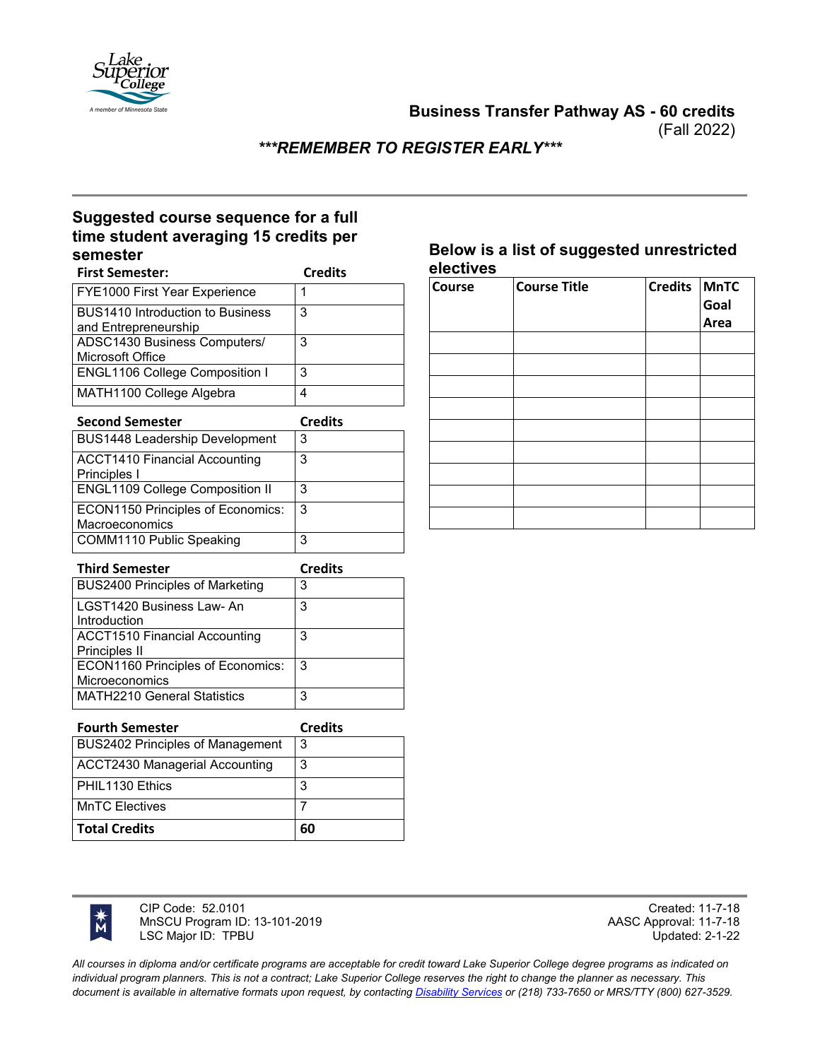## Business Transfer Pathway AS - 60 credits

(Fall 2022)

***REMEMBER TO REGISTER EARLY***

### Suggested course sequence for a full time student averaging 15 credits per semester

| First Semester: | Credits |
|---|---|
| FYE1000 First Year Experience | 1 |
| BUS1410 Introduction to Business and Entrepreneurship | 3 |
| ADSC1430 Business Computers/ Microsoft Office | 3 |
| ENGL1106 College Composition I | 3 |
| MATH1100 College Algebra | 4 |

| Second Semester | Credits |
|---|---|
| BUS1448 Leadership Development | 3 |
| ACCT1410 Financial Accounting Principles I | 3 |
| ENGL1109 College Composition II | 3 |
| ECON1150 Principles of Economics: Macroeconomics | 3 |
| COMM1110 Public Speaking | 3 |

| Third Semester | Credits |
|---|---|
| BUS2400 Principles of Marketing | 3 |
| LGST1420 Business Law- An Introduction | 3 |
| ACCT1510 Financial Accounting Principles II | 3 |
| ECON1160 Principles of Economics: Microeconomics | 3 |
| MATH2210 General Statistics | 3 |

| Fourth Semester | Credits |
|---|---|
| BUS2402 Principles of Management | 3 |
| ACCT2430 Managerial Accounting | 3 |
| PHIL1130 Ethics | 3 |
| MnTC Electives | 7 |
| **Total Credits** | **60** |

### Below is a list of suggested unrestricted electives

| Course | Course Title | Credits | MnTC Goal Area |
|---|---|---|---|
| | | | |
| | | | |
| | | | |
| | | | |
| | | | |
| | | | |
| | | | |
| | | | |
| | | | |

CIP Code: 52.0101
MnSCU Program ID: 13-101-2019
LSC Major ID: TPBU

Created: 11-7-18
AASC Approval: 11-7-18
Updated: 2-1-22

*All courses in diploma and/or certificate programs are acceptable for credit toward Lake Superior College degree programs as indicated on individual program planners. This is not a contract; Lake Superior College reserves the right to change the planner as necessary. This document is available in alternative formats upon request, by contacting Disability Services or (218) 733-7650 or MRS/TTY (800) 627-3529.*